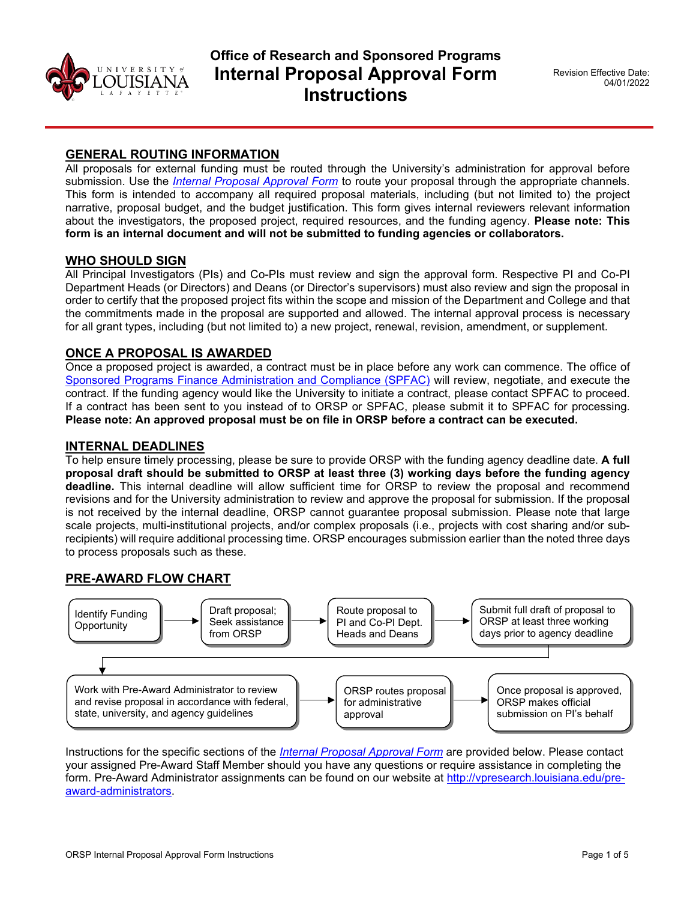# Office of Research and Sponsored Programs
# Internal Proposal Approval Form Instructions

Revision Effective Date: 04/01/2022

## GENERAL ROUTING INFORMATION

All proposals for external funding must be routed through the University's administration for approval before submission. Use the *Internal Proposal Approval Form* to route your proposal through the appropriate channels. This form is intended to accompany all required proposal materials, including (but not limited to) the project narrative, proposal budget, and the budget justification. This form gives internal reviewers relevant information about the investigators, the proposed project, required resources, and the funding agency. **Please note: This form is an internal document and will not be submitted to funding agencies or collaborators.**

## WHO SHOULD SIGN

All Principal Investigators (PIs) and Co-PIs must review and sign the approval form. Respective PI and Co-PI Department Heads (or Directors) and Deans (or Director's supervisors) must also review and sign the proposal in order to certify that the proposed project fits within the scope and mission of the Department and College and that the commitments made in the proposal are supported and allowed. The internal approval process is necessary for all grant types, including (but not limited to) a new project, renewal, revision, amendment, or supplement.

## ONCE A PROPOSAL IS AWARDED

Once a proposed project is awarded, a contract must be in place before any work can commence. The office of Sponsored Programs Finance Administration and Compliance (SPFAC) will review, negotiate, and execute the contract. If the funding agency would like the University to initiate a contract, please contact SPFAC to proceed. If a contract has been sent to you instead of to ORSP or SPFAC, please submit it to SPFAC for processing. **Please note: An approved proposal must be on file in ORSP before a contract can be executed.**

## INTERNAL DEADLINES

To help ensure timely processing, please be sure to provide ORSP with the funding agency deadline date. **A full proposal draft should be submitted to ORSP at least three (3) working days before the funding agency deadline.** This internal deadline will allow sufficient time for ORSP to review the proposal and recommend revisions and for the University administration to review and approve the proposal for submission. If the proposal is not received by the internal deadline, ORSP cannot guarantee proposal submission. Please note that large scale projects, multi-institutional projects, and/or complex proposals (i.e., projects with cost sharing and/or sub-recipients) will require additional processing time. ORSP encourages submission earlier than the noted three days to process proposals such as these.

## PRE-AWARD FLOW CHART

1. Identify Funding Opportunity
2. Draft proposal; Seek assistance from ORSP
3. Route proposal to PI and Co-PI Dept. Heads and Deans
4. Submit full draft of proposal to ORSP at least three working days prior to agency deadline
5. Work with Pre-Award Administrator to review and revise proposal in accordance with federal, state, university, and agency guidelines
6. ORSP routes proposal for administrative approval
7. Once proposal is approved, ORSP makes official submission on PI's behalf

Instructions for the specific sections of the *Internal Proposal Approval Form* are provided below. Please contact your assigned Pre-Award Staff Member should you have any questions or require assistance in completing the form. Pre-Award Administrator assignments can be found on our website at http://vpresearch.louisiana.edu/pre-award-administrators.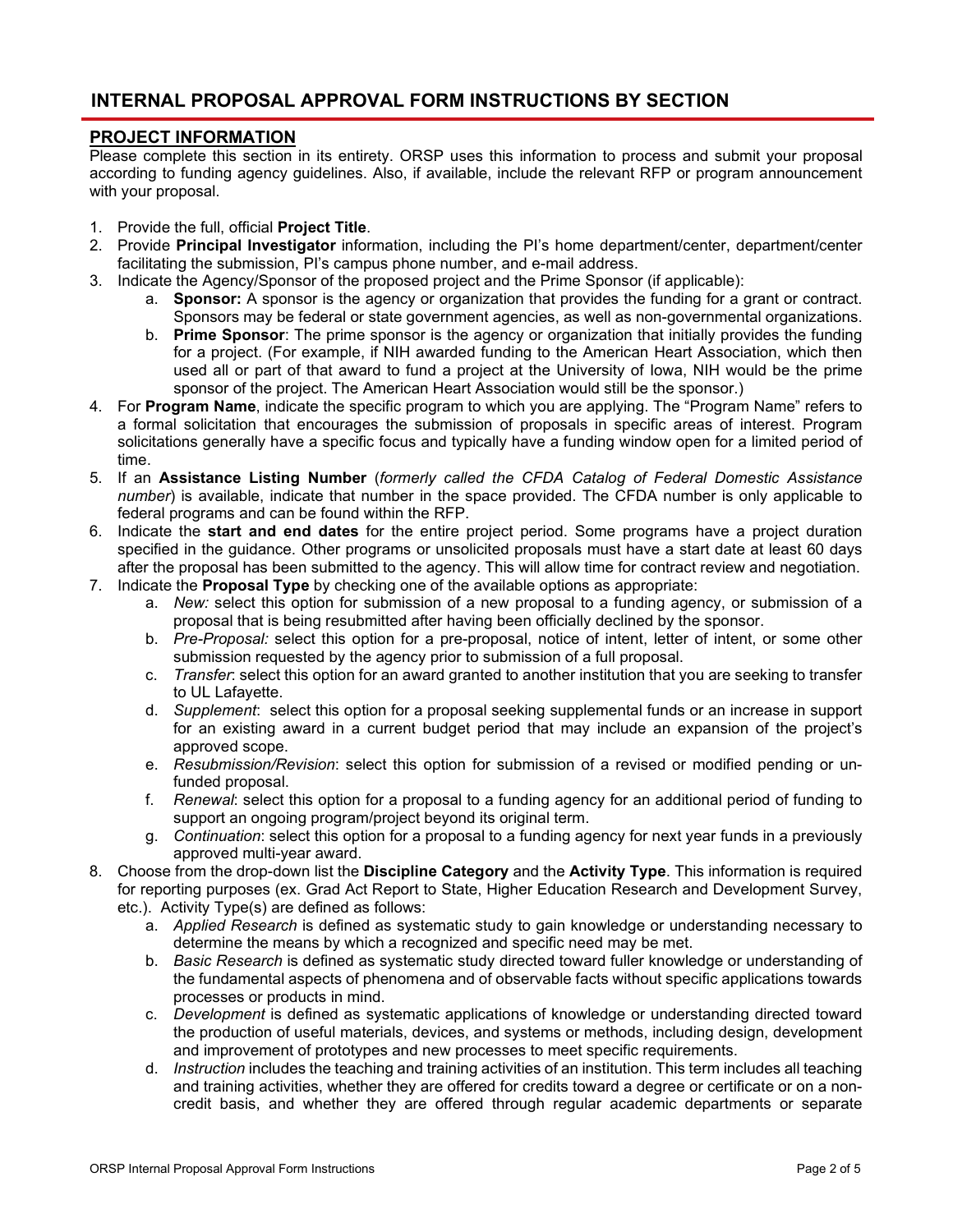# INTERNAL PROPOSAL APPROVAL FORM INSTRUCTIONS BY SECTION

## PROJECT INFORMATION

Please complete this section in its entirety. ORSP uses this information to process and submit your proposal according to funding agency guidelines. Also, if available, include the relevant RFP or program announcement with your proposal.

1. Provide the full, official **Project Title**.
2. Provide **Principal Investigator** information, including the PI's home department/center, department/center facilitating the submission, PI's campus phone number, and e-mail address.
3. Indicate the Agency/Sponsor of the proposed project and the Prime Sponsor (if applicable):
   a. **Sponsor:** A sponsor is the agency or organization that provides the funding for a grant or contract. Sponsors may be federal or state government agencies, as well as non-governmental organizations.
   b. **Prime Sponsor**: The prime sponsor is the agency or organization that initially provides the funding for a project. (For example, if NIH awarded funding to the American Heart Association, which then used all or part of that award to fund a project at the University of Iowa, NIH would be the prime sponsor of the project. The American Heart Association would still be the sponsor.)
4. For **Program Name**, indicate the specific program to which you are applying. The "Program Name" refers to a formal solicitation that encourages the submission of proposals in specific areas of interest. Program solicitations generally have a specific focus and typically have a funding window open for a limited period of time.
5. If an **Assistance Listing Number** (*formerly called the CFDA Catalog of Federal Domestic Assistance number*) is available, indicate that number in the space provided. The CFDA number is only applicable to federal programs and can be found within the RFP.
6. Indicate the **start and end dates** for the entire project period. Some programs have a project duration specified in the guidance. Other programs or unsolicited proposals must have a start date at least 60 days after the proposal has been submitted to the agency. This will allow time for contract review and negotiation.
7. Indicate the **Proposal Type** by checking one of the available options as appropriate:
   a. *New:* select this option for submission of a new proposal to a funding agency, or submission of a proposal that is being resubmitted after having been officially declined by the sponsor.
   b. *Pre-Proposal:* select this option for a pre-proposal, notice of intent, letter of intent, or some other submission requested by the agency prior to submission of a full proposal.
   c. *Transfer*: select this option for an award granted to another institution that you are seeking to transfer to UL Lafayette.
   d. *Supplement*: select this option for a proposal seeking supplemental funds or an increase in support for an existing award in a current budget period that may include an expansion of the project's approved scope.
   e. *Resubmission/Revision*: select this option for submission of a revised or modified pending or un-funded proposal.
   f. *Renewal*: select this option for a proposal to a funding agency for an additional period of funding to support an ongoing program/project beyond its original term.
   g. *Continuation*: select this option for a proposal to a funding agency for next year funds in a previously approved multi-year award.
8. Choose from the drop-down list the **Discipline Category** and the **Activity Type**. This information is required for reporting purposes (ex. Grad Act Report to State, Higher Education Research and Development Survey, etc.). Activity Type(s) are defined as follows:
   a. *Applied Research* is defined as systematic study to gain knowledge or understanding necessary to determine the means by which a recognized and specific need may be met.
   b. *Basic Research* is defined as systematic study directed toward fuller knowledge or understanding of the fundamental aspects of phenomena and of observable facts without specific applications towards processes or products in mind.
   c. *Development* is defined as systematic applications of knowledge or understanding directed toward the production of useful materials, devices, and systems or methods, including design, development and improvement of prototypes and new processes to meet specific requirements.
   d. *Instruction* includes the teaching and training activities of an institution. This term includes all teaching and training activities, whether they are offered for credits toward a degree or certificate or on a non-credit basis, and whether they are offered through regular academic departments or separate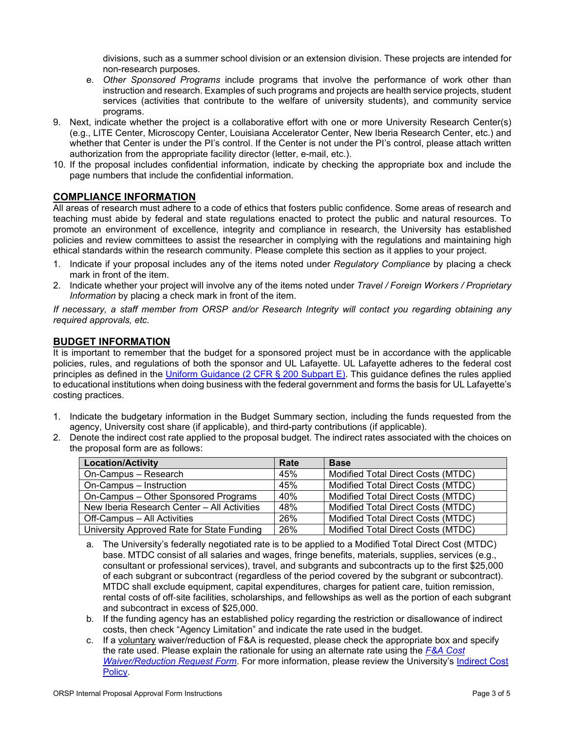divisions, such as a summer school division or an extension division. These projects are intended for non-research purposes.

e. *Other Sponsored Programs* include programs that involve the performance of work other than instruction and research. Examples of such programs and projects are health service projects, student services (activities that contribute to the welfare of university students), and community service programs.

9. Next, indicate whether the project is a collaborative effort with one or more University Research Center(s) (e.g., LITE Center, Microscopy Center, Louisiana Accelerator Center, New Iberia Research Center, etc.) and whether that Center is under the PI's control. If the Center is not under the PI's control, please attach written authorization from the appropriate facility director (letter, e-mail, etc.).
10. If the proposal includes confidential information, indicate by checking the appropriate box and include the page numbers that include the confidential information.

## COMPLIANCE INFORMATION

All areas of research must adhere to a code of ethics that fosters public confidence. Some areas of research and teaching must abide by federal and state regulations enacted to protect the public and natural resources. To promote an environment of excellence, integrity and compliance in research, the University has established policies and review committees to assist the researcher in complying with the regulations and maintaining high ethical standards within the research community. Please complete this section as it applies to your project.

1. Indicate if your proposal includes any of the items noted under *Regulatory Compliance* by placing a check mark in front of the item.
2. Indicate whether your project will involve any of the items noted under *Travel / Foreign Workers / Proprietary Information* by placing a check mark in front of the item.

*If necessary, a staff member from ORSP and/or Research Integrity will contact you regarding obtaining any required approvals, etc.*

## BUDGET INFORMATION

It is important to remember that the budget for a sponsored project must be in accordance with the applicable policies, rules, and regulations of both the sponsor and UL Lafayette. UL Lafayette adheres to the federal cost principles as defined in the [Uniform Guidance (2 CFR § 200 Subpart E)](). This guidance defines the rules applied to educational institutions when doing business with the federal government and forms the basis for UL Lafayette's costing practices.

1. Indicate the budgetary information in the Budget Summary section, including the funds requested from the agency, University cost share (if applicable), and third-party contributions (if applicable).
2. Denote the indirect cost rate applied to the proposal budget. The indirect rates associated with the choices on the proposal form are as follows:

| Location/Activity | Rate | Base |
|---|---|---|
| On-Campus – Research | 45% | Modified Total Direct Costs (MTDC) |
| On-Campus – Instruction | 45% | Modified Total Direct Costs (MTDC) |
| On-Campus – Other Sponsored Programs | 40% | Modified Total Direct Costs (MTDC) |
| New Iberia Research Center – All Activities | 48% | Modified Total Direct Costs (MTDC) |
| Off-Campus – All Activities | 26% | Modified Total Direct Costs (MTDC) |
| University Approved Rate for State Funding | 26% | Modified Total Direct Costs (MTDC) |

a. The University's federally negotiated rate is to be applied to a Modified Total Direct Cost (MTDC) base. MTDC consist of all salaries and wages, fringe benefits, materials, supplies, services (e.g., consultant or professional services), travel, and subgrants and subcontracts up to the first $25,000 of each subgrant or subcontract (regardless of the period covered by the subgrant or subcontract). MTDC shall exclude equipment, capital expenditures, charges for patient care, tuition remission, rental costs of off-site facilities, scholarships, and fellowships as well as the portion of each subgrant and subcontract in excess of $25,000.

b. If the funding agency has an established policy regarding the restriction or disallowance of indirect costs, then check "Agency Limitation" and indicate the rate used in the budget.

c. If a voluntary waiver/reduction of F&A is requested, please check the appropriate box and specify the rate used. Please explain the rationale for using an alternate rate using the *[F&A Cost Waiver/Reduction Request Form]()*. For more information, please review the University's [Indirect Cost Policy]().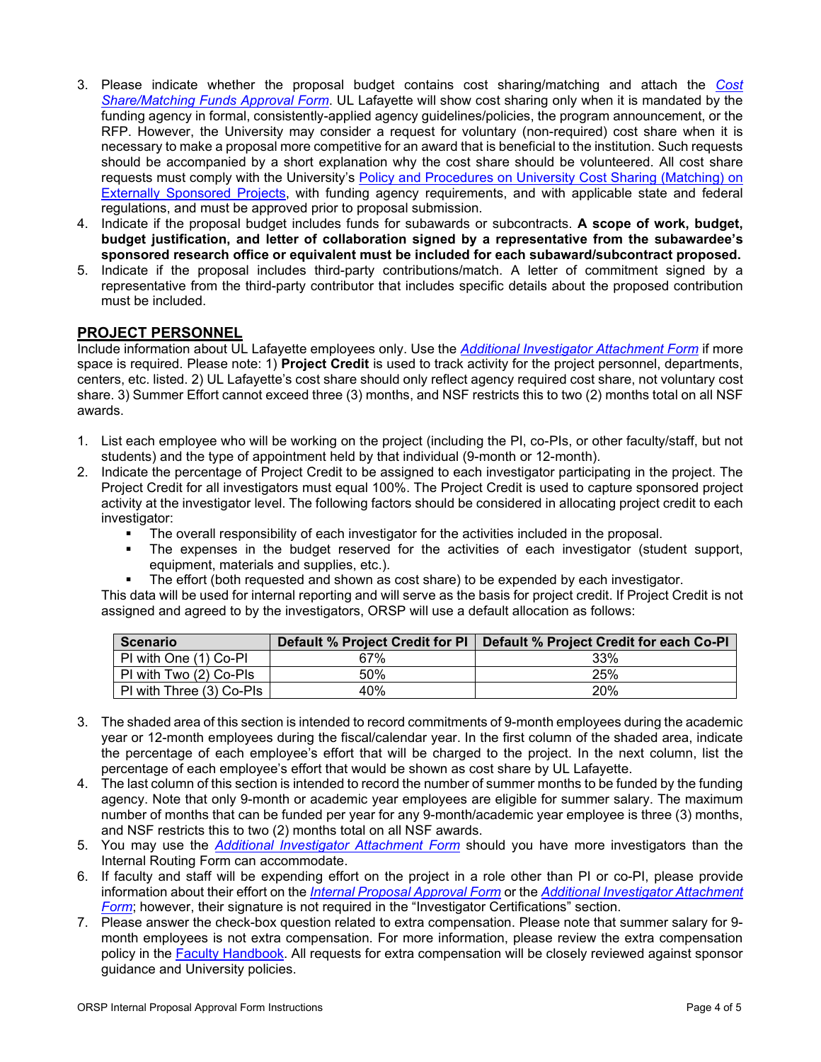3. Please indicate whether the proposal budget contains cost sharing/matching and attach the *Cost Share/Matching Funds Approval Form*. UL Lafayette will show cost sharing only when it is mandated by the funding agency in formal, consistently-applied agency guidelines/policies, the program announcement, or the RFP. However, the University may consider a request for voluntary (non-required) cost share when it is necessary to make a proposal more competitive for an award that is beneficial to the institution. Such requests should be accompanied by a short explanation why the cost share should be volunteered. All cost share requests must comply with the University's Policy and Procedures on University Cost Sharing (Matching) on Externally Sponsored Projects, with funding agency requirements, and with applicable state and federal regulations, and must be approved prior to proposal submission.
4. Indicate if the proposal budget includes funds for subawards or subcontracts. **A scope of work, budget, budget justification, and letter of collaboration signed by a representative from the subawardee's sponsored research office or equivalent must be included for each subaward/subcontract proposed.**
5. Indicate if the proposal includes third-party contributions/match. A letter of commitment signed by a representative from the third-party contributor that includes specific details about the proposed contribution must be included.

## PROJECT PERSONNEL

Include information about UL Lafayette employees only. Use the *Additional Investigator Attachment Form* if more space is required. Please note: 1) **Project Credit** is used to track activity for the project personnel, departments, centers, etc. listed. 2) UL Lafayette's cost share should only reflect agency required cost share, not voluntary cost share. 3) Summer Effort cannot exceed three (3) months, and NSF restricts this to two (2) months total on all NSF awards.

1. List each employee who will be working on the project (including the PI, co-PIs, or other faculty/staff, but not students) and the type of appointment held by that individual (9-month or 12-month).
2. Indicate the percentage of Project Credit to be assigned to each investigator participating in the project. The Project Credit for all investigators must equal 100%. The Project Credit is used to capture sponsored project activity at the investigator level. The following factors should be considered in allocating project credit to each investigator:
   - The overall responsibility of each investigator for the activities included in the proposal.
   - The expenses in the budget reserved for the activities of each investigator (student support, equipment, materials and supplies, etc.).
   - The effort (both requested and shown as cost share) to be expended by each investigator.

   This data will be used for internal reporting and will serve as the basis for project credit. If Project Credit is not assigned and agreed to by the investigators, ORSP will use a default allocation as follows:

   | Scenario | Default % Project Credit for PI | Default % Project Credit for each Co-PI |
   |---|---|---|
   | PI with One (1) Co-PI | 67% | 33% |
   | PI with Two (2) Co-PIs | 50% | 25% |
   | PI with Three (3) Co-PIs | 40% | 20% |

3. The shaded area of this section is intended to record commitments of 9-month employees during the academic year or 12-month employees during the fiscal/calendar year. In the first column of the shaded area, indicate the percentage of each employee's effort that will be charged to the project. In the next column, list the percentage of each employee's effort that would be shown as cost share by UL Lafayette.
4. The last column of this section is intended to record the number of summer months to be funded by the funding agency. Note that only 9-month or academic year employees are eligible for summer salary. The maximum number of months that can be funded per year for any 9-month/academic year employee is three (3) months, and NSF restricts this to two (2) months total on all NSF awards.
5. You may use the *Additional Investigator Attachment Form* should you have more investigators than the Internal Routing Form can accommodate.
6. If faculty and staff will be expending effort on the project in a role other than PI or co-PI, please provide information about their effort on the *Internal Proposal Approval Form* or the *Additional Investigator Attachment Form*; however, their signature is not required in the "Investigator Certifications" section.
7. Please answer the check-box question related to extra compensation. Please note that summer salary for 9-month employees is not extra compensation. For more information, please review the extra compensation policy in the Faculty Handbook. All requests for extra compensation will be closely reviewed against sponsor guidance and University policies.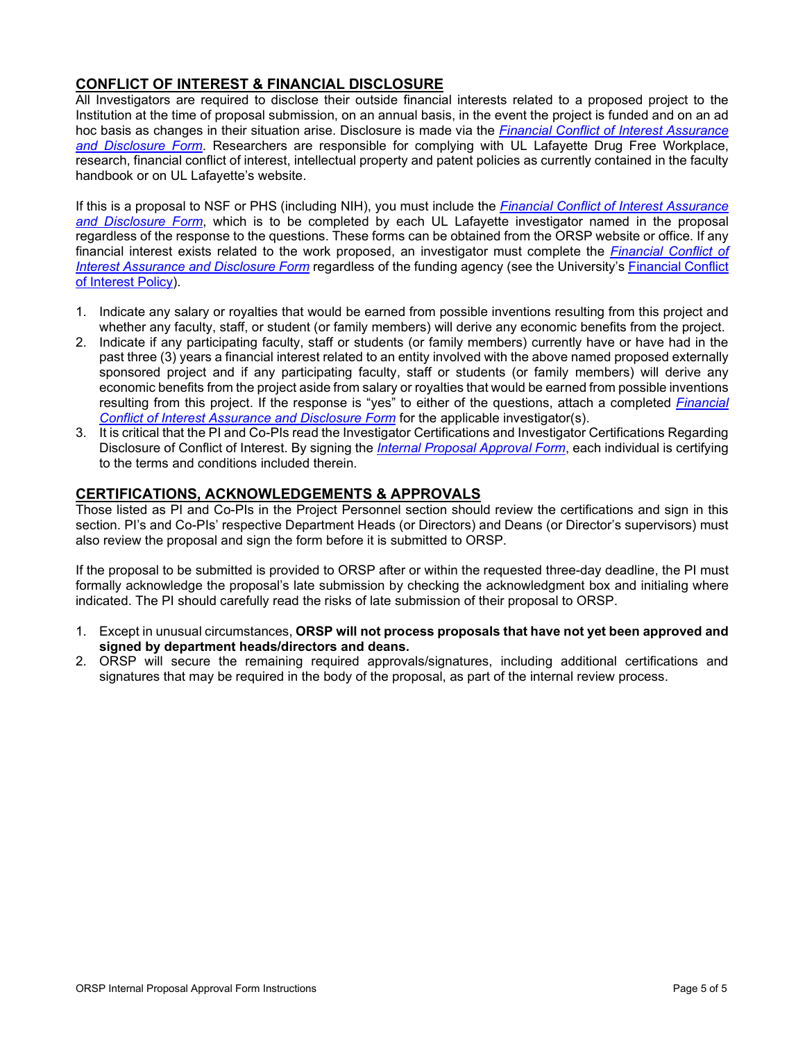## CONFLICT OF INTEREST & FINANCIAL DISCLOSURE

All Investigators are required to disclose their outside financial interests related to a proposed project to the Institution at the time of proposal submission, on an annual basis, in the event the project is funded and on an ad hoc basis as changes in their situation arise. Disclosure is made via the *Financial Conflict of Interest Assurance and Disclosure Form*. Researchers are responsible for complying with UL Lafayette Drug Free Workplace, research, financial conflict of interest, intellectual property and patent policies as currently contained in the faculty handbook or on UL Lafayette's website.

If this is a proposal to NSF or PHS (including NIH), you must include the *Financial Conflict of Interest Assurance and Disclosure Form*, which is to be completed by each UL Lafayette investigator named in the proposal regardless of the response to the questions. These forms can be obtained from the ORSP website or office. If any financial interest exists related to the work proposed, an investigator must complete the *Financial Conflict of Interest Assurance and Disclosure Form* regardless of the funding agency (see the University's Financial Conflict of Interest Policy).

1. Indicate any salary or royalties that would be earned from possible inventions resulting from this project and whether any faculty, staff, or student (or family members) will derive any economic benefits from the project.
2. Indicate if any participating faculty, staff or students (or family members) currently have or have had in the past three (3) years a financial interest related to an entity involved with the above named proposed externally sponsored project and if any participating faculty, staff or students (or family members) will derive any economic benefits from the project aside from salary or royalties that would be earned from possible inventions resulting from this project. If the response is "yes" to either of the questions, attach a completed *Financial Conflict of Interest Assurance and Disclosure Form* for the applicable investigator(s).
3. It is critical that the PI and Co-PIs read the Investigator Certifications and Investigator Certifications Regarding Disclosure of Conflict of Interest. By signing the *Internal Proposal Approval Form*, each individual is certifying to the terms and conditions included therein.

## CERTIFICATIONS, ACKNOWLEDGEMENTS & APPROVALS

Those listed as PI and Co-PIs in the Project Personnel section should review the certifications and sign in this section. PI's and Co-PIs' respective Department Heads (or Directors) and Deans (or Director's supervisors) must also review the proposal and sign the form before it is submitted to ORSP.

If the proposal to be submitted is provided to ORSP after or within the requested three-day deadline, the PI must formally acknowledge the proposal's late submission by checking the acknowledgment box and initialing where indicated. The PI should carefully read the risks of late submission of their proposal to ORSP.

1. Except in unusual circumstances, **ORSP will not process proposals that have not yet been approved and signed by department heads/directors and deans.**
2. ORSP will secure the remaining required approvals/signatures, including additional certifications and signatures that may be required in the body of the proposal, as part of the internal review process.